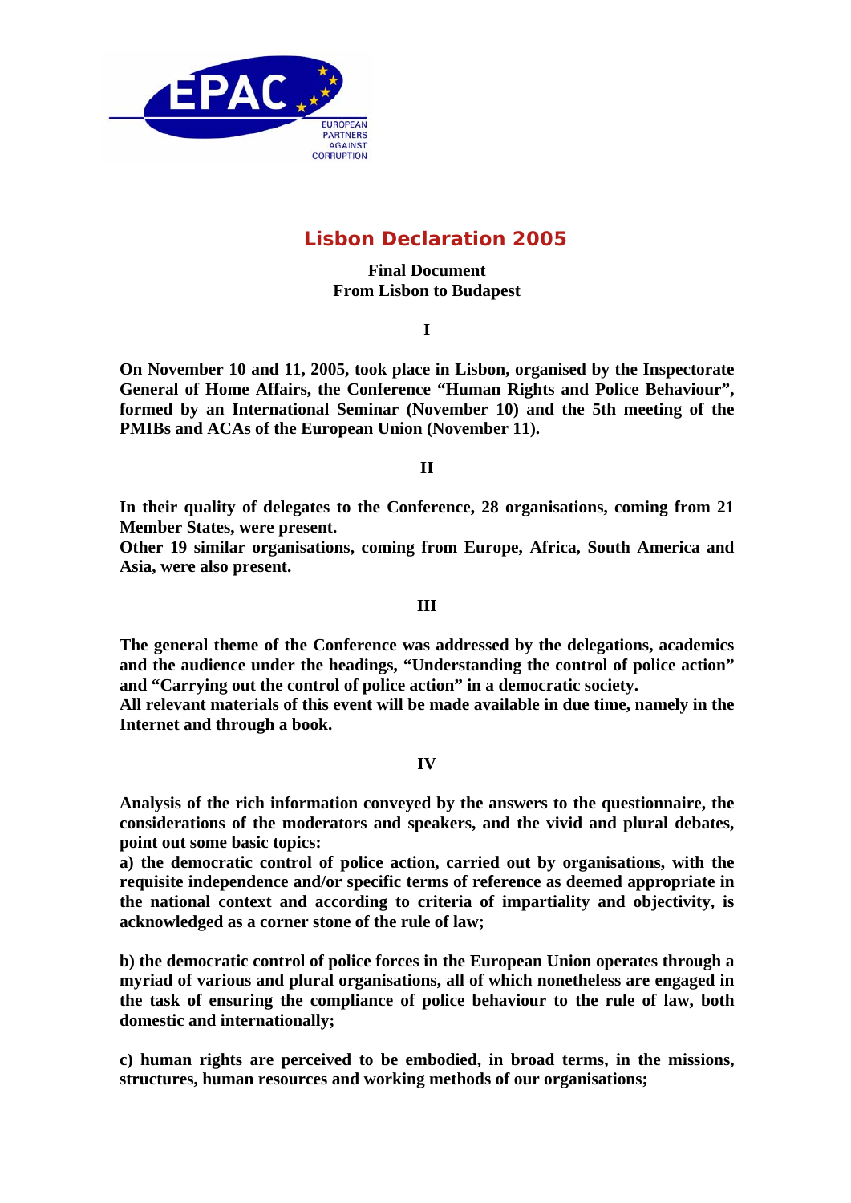EPAC
EUROPEAN PARTNERS AGAINST CORRUPTION

# Lisbon Declaration 2005

**Final Document**
**From Lisbon to Budapest**

## I

**On November 10 and 11, 2005, took place in Lisbon, organised by the Inspectorate General of Home Affairs, the Conference "Human Rights and Police Behaviour", formed by an International Seminar (November 10) and the 5th meeting of the PMIBs and ACAs of the European Union (November 11).**

## II

**In their quality of delegates to the Conference, 28 organisations, coming from 21 Member States, were present.**
**Other 19 similar organisations, coming from Europe, Africa, South America and Asia, were also present.**

## III

**The general theme of the Conference was addressed by the delegations, academics and the audience under the headings, "Understanding the control of police action" and "Carrying out the control of police action" in a democratic society.**
**All relevant materials of this event will be made available in due time, namely in the Internet and through a book.**

## IV

**Analysis of the rich information conveyed by the answers to the questionnaire, the considerations of the moderators and speakers, and the vivid and plural debates, point out some basic topics:**
**a) the democratic control of police action, carried out by organisations, with the requisite independence and/or specific terms of reference as deemed appropriate in the national context and according to criteria of impartiality and objectivity, is acknowledged as a corner stone of the rule of law;**

**b) the democratic control of police forces in the European Union operates through a myriad of various and plural organisations, all of which nonetheless are engaged in the task of ensuring the compliance of police behaviour to the rule of law, both domestic and internationally;**

**c) human rights are perceived to be embodied, in broad terms, in the missions, structures, human resources and working methods of our organisations;**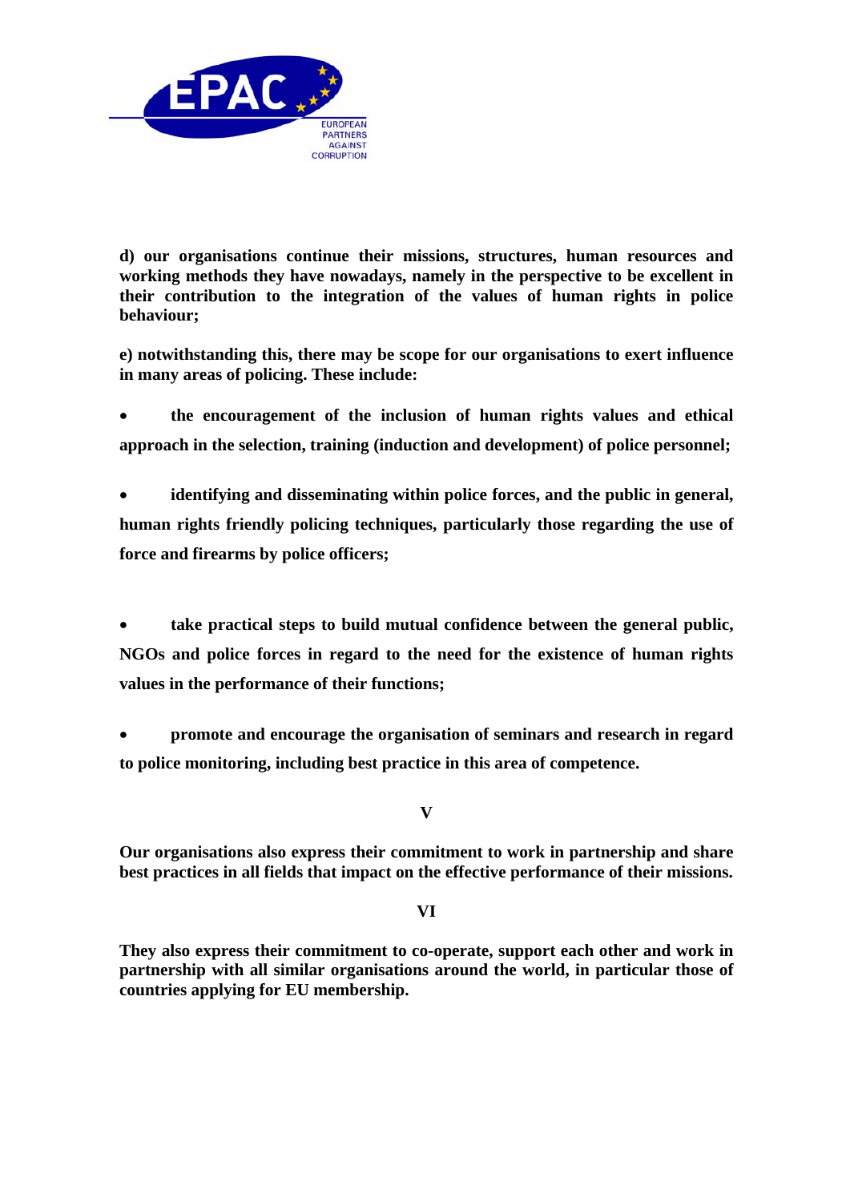**d) our organisations continue their missions, structures, human resources and working methods they have nowadays, namely in the perspective to be excellent in their contribution to the integration of the values of human rights in police behaviour;**

**e) notwithstanding this, there may be scope for our organisations to exert influence in many areas of policing. These include:**

- **the encouragement of the inclusion of human rights values and ethical approach in the selection, training (induction and development) of police personnel;**

- **identifying and disseminating within police forces, and the public in general, human rights friendly policing techniques, particularly those regarding the use of force and firearms by police officers;**

- **take practical steps to build mutual confidence between the general public, NGOs and police forces in regard to the need for the existence of human rights values in the performance of their functions;**

- **promote and encourage the organisation of seminars and research in regard to police monitoring, including best practice in this area of competence.**

**V**

**Our organisations also express their commitment to work in partnership and share best practices in all fields that impact on the effective performance of their missions.**

**VI**

**They also express their commitment to co-operate, support each other and work in partnership with all similar organisations around the world, in particular those of countries applying for EU membership.**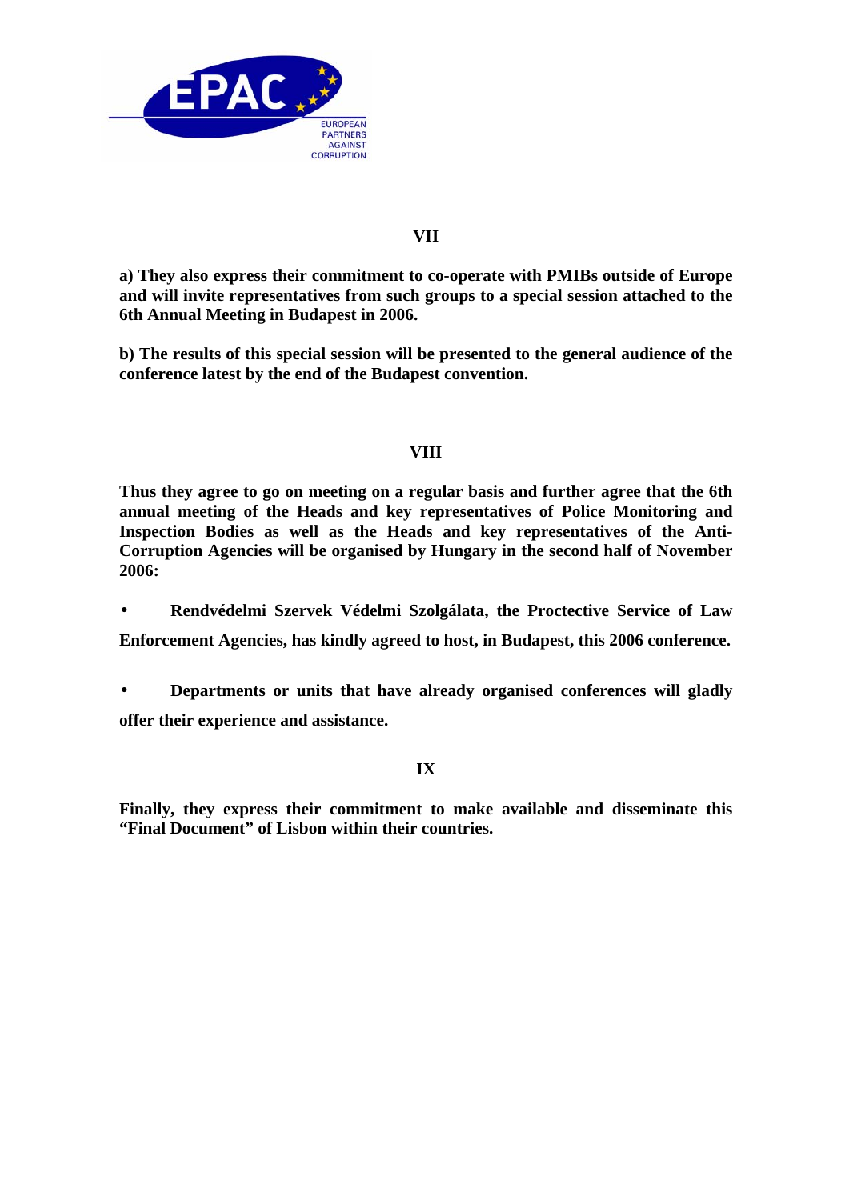## VII

**a) They also express their commitment to co-operate with PMIBs outside of Europe and will invite representatives from such groups to a special session attached to the 6th Annual Meeting in Budapest in 2006.**

**b) The results of this special session will be presented to the general audience of the conference latest by the end of the Budapest convention.**

## VIII

**Thus they agree to go on meeting on a regular basis and further agree that the 6th annual meeting of the Heads and key representatives of Police Monitoring and Inspection Bodies as well as the Heads and key representatives of the Anti-Corruption Agencies will be organised by Hungary in the second half of November 2006:**

- **Rendvédelmi Szervek Védelmi Szolgálata, the Proctective Service of Law Enforcement Agencies, has kindly agreed to host, in Budapest, this 2006 conference.**

- **Departments or units that have already organised conferences will gladly offer their experience and assistance.**

## IX

**Finally, they express their commitment to make available and disseminate this "Final Document" of Lisbon within their countries.**